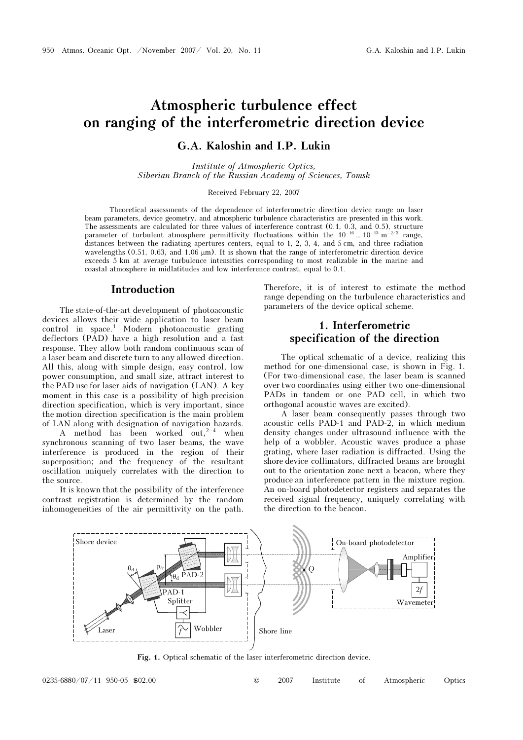# Atmospheric turbulence effect on ranging of the interferometric direction device

## G.A. Kaloshin and I.P. Lukin

*Institute of Atmospheric Optics, Siberian Branch of the Russian Academy of Sciences, Tomsk*

Received February 22, 2007

Theoretical assessments of the dependence of interferometric direction device range on laser beam parameters, device geometry, and atmospheric turbulence characteristics are presented in this work. The assessments are calculated for three values of interference contrast (0.1, 0.3, and 0.5), structure parameter of turbulent atmosphere permittivity fluctuations within the $10^{-16}$ ... $10^{-13}$ m$^{-2/3}$ range, distances between the radiating apertures centers, equal to 1, 2, 3, 4, and 5 cm, and three radiation wavelengths (0.51, 0.63, and 1.06 μm). It is shown that the range of interferometric direction device exceeds 5 km at average turbulence intensities corresponding to most realizable in the marine and coastal atmosphere in midlatitudes and low interference contrast, equal to 0.1.

## Introduction

The state-of-the-art development of photoacoustic devices allows their wide application to laser beam control in space.[1] Modern photoacoustic grating deflectors (PAD) have a high resolution and a fast response. They allow both random continuous scan of a laser beam and discrete turn to any allowed direction. All this, along with simple design, easy control, low power consumption, and small size, attract interest to the PAD use for laser aids of navigation (LAN). A key moment in this case is a possibility of high-precision direction specification, which is very important, since the motion direction specification is the main problem of LAN along with designation of navigation hazards.

A method has been worked out,[2–4] when synchronous scanning of two laser beams, the wave interference is produced in the region of their superposition; and the frequency of the resultant oscillation uniquely correlates with the direction to the source.

It is known that the possibility of the interference contrast registration is determined by the random inhomogeneities of the air permittivity on the path. Therefore, it is of interest to estimate the method range depending on the turbulence characteristics and parameters of the device optical scheme.

## 1. Interferometric specification of the direction

The optical schematic of a device, realizing this method for one-dimensional case, is shown in Fig. 1. (For two-dimensional case, the laser beam is scanned over two coordinates using either two one-dimensional PADs in tandem or one PAD cell, in which two orthogonal acoustic waves are excited).

A laser beam consequently passes through two acoustic cells PAD-1 and PAD-2, in which medium density changes under ultrasound influence with the help of a wobbler. Acoustic waves produce a phase grating, where laser radiation is diffracted. Using the shore device collimators, diffracted beams are brought out to the orientation zone next a beacon, where they produce an interference pattern in the mixture region. An on-board photodetector registers and separates the received signal frequency, uniquely correlating with the direction to the beacon.

Fig. 1. Optical schematic of the laser interferometric direction device.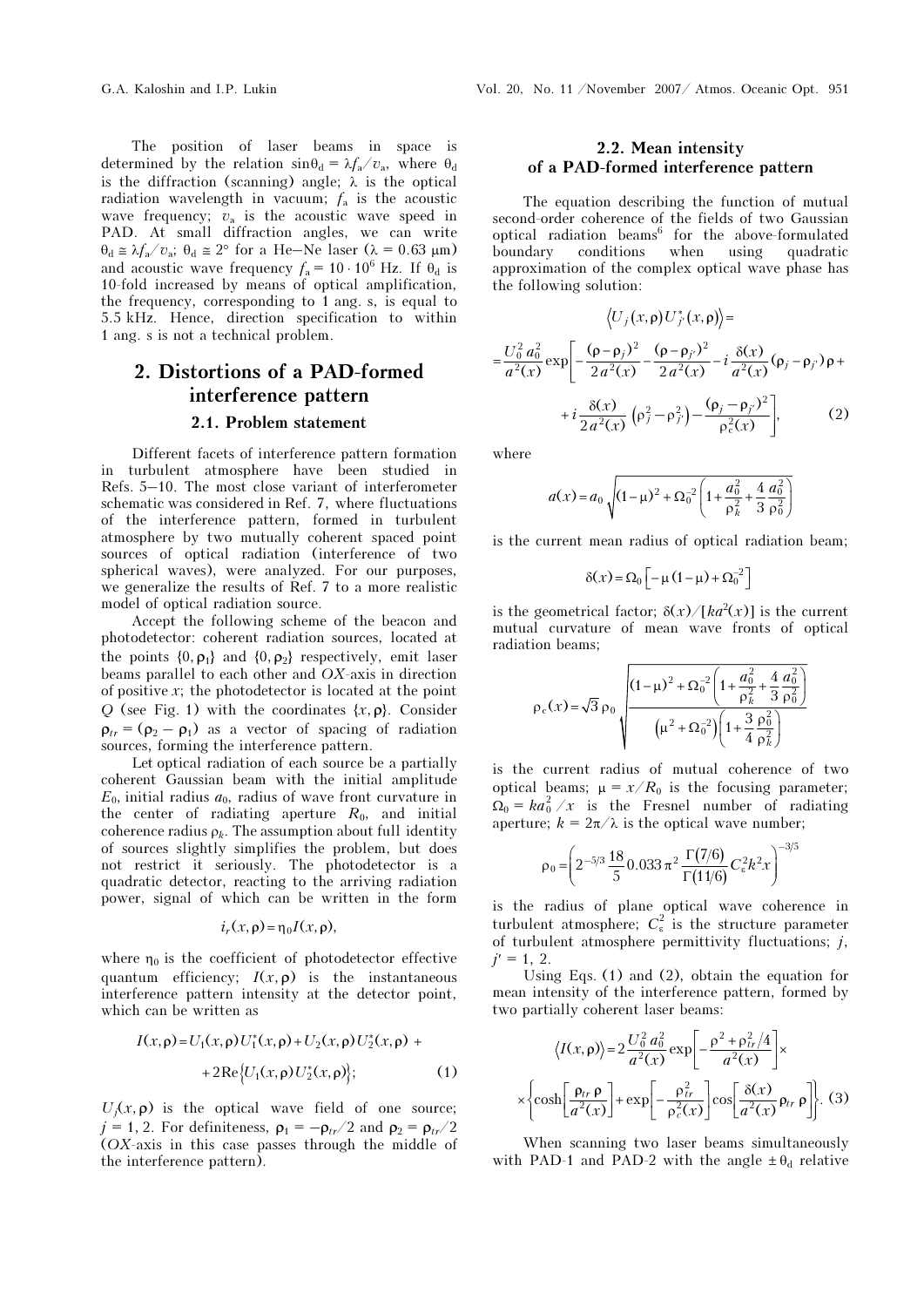The position of laser beams in space is determined by the relation $\sin\theta_d = \lambda f_a / v_a$, where $\theta_d$ is the diffraction (scanning) angle; $\lambda$ is the optical radiation wavelength in vacuum; $f_a$ is the acoustic wave frequency; $v_a$ is the acoustic wave speed in PAD. At small diffraction angles, we can write $\theta_d \cong \lambda f_a / v_a$; $\theta_d \cong 2°$ for a He–Ne laser ($\lambda = 0.63$ μm) and acoustic wave frequency $f_a = 10 \cdot 10^6$ Hz. If $\theta_d$ is 10-fold increased by means of optical amplification, the frequency, corresponding to 1 ang. s, is equal to 5.5 kHz. Hence, direction specification to within 1 ang. s is not a technical problem.

## 2. Distortions of a PAD-formed interference pattern

### 2.1. Problem statement

Different facets of interference pattern formation in turbulent atmosphere have been studied in Refs. 5–10. The most close variant of interferometer schematic was considered in Ref. 7, where fluctuations of the interference pattern, formed in turbulent atmosphere by two mutually coherent spaced point sources of optical radiation (interference of two spherical waves), were analyzed. For our purposes, we generalize the results of Ref. 7 to a more realistic model of optical radiation source.

Accept the following scheme of the beacon and photodetector: coherent radiation sources, located at the points $\{0, \rho_1\}$ and $\{0, \rho_2\}$ respectively, emit laser beams parallel to each other and $OX$-axis in direction of positive $x$; the photodetector is located at the point $Q$ (see Fig. 1) with the coordinates $\{x, \rho\}$. Consider $\rho_{tr} = (\rho_2 - \rho_1)$ as a vector of spacing of radiation sources, forming the interference pattern.

Let optical radiation of each source be a partially coherent Gaussian beam with the initial amplitude $E_0$, initial radius $a_0$, radius of wave front curvature in the center of radiating aperture $R_0$, and initial coherence radius $\rho_k$. The assumption about full identity of sources slightly simplifies the problem, but does not restrict it seriously. The photodetector is a quadratic detector, reacting to the arriving radiation power, signal of which can be written in the form

$$i_r(x, \rho) = \eta_0 I(x, \rho),$$

where $\eta_0$ is the coefficient of photodetector effective quantum efficiency; $I(x, \rho)$ is the instantaneous interference pattern intensity at the detector point, which can be written as

$$I(x,\rho) = U_1(x,\rho)U_1^*(x,\rho) + U_2(x,\rho)U_2^*(x,\rho) + 2\,\mathrm{Re}\left\{U_1(x,\rho)U_2^*(x,\rho)\right\}; \qquad (1)$$

$U_j(x, \rho)$ is the optical wave field of one source; $j = 1, 2$. For definiteness, $\rho_1 = -\rho_{tr}/2$ and $\rho_2 = \rho_{tr}/2$ ($OX$-axis in this case passes through the middle of the interference pattern).

### 2.2. Mean intensity of a PAD-formed interference pattern

The equation describing the function of mutual second-order coherence of the fields of two Gaussian optical radiation beams[6] for the above-formulated boundary conditions when using quadratic approximation of the complex optical wave phase has the following solution:

$$\left\langle U_j(x,\rho)U_{j'}^*(x,\rho)\right\rangle = \frac{U_0^2 a_0^2}{a^2(x)} \exp\left[-\frac{(\rho-\rho_j)^2}{2a^2(x)} - \frac{(\rho-\rho_{j'})^2}{2a^2(x)} - i\frac{\delta(x)}{a^2(x)}(\rho_j - \rho_{j'})\rho + i\frac{\delta(x)}{2a^2(x)}\left(\rho_j^2 - \rho_{j'}^2\right) - \frac{(\rho_j - \rho_{j'})^2}{\rho_c^2(x)}\right], \qquad (2)$$

where

$$a(x) = a_0\sqrt{(1-\mu)^2 + \Omega_0^{-2}\left(1 + \frac{a_0^2}{\rho_k^2} + \frac{4}{3}\frac{a_0^2}{\rho_0^2}\right)}$$

is the current mean radius of optical radiation beam;

$$\delta(x) = \Omega_0\left[-\mu(1-\mu) + \Omega_0^{-2}\right]$$

is the geometrical factor; $\delta(x)/[ka^2(x)]$ is the current mutual curvature of mean wave fronts of optical radiation beams;

$$\rho_c(x) = \sqrt{3}\,\rho_0\sqrt{\frac{(1-\mu)^2 + \Omega_0^{-2}\left(1 + \dfrac{a_0^2}{\rho_k^2} + \dfrac{4}{3}\dfrac{a_0^2}{\rho_0^2}\right)}{\left(\mu^2 + \Omega_0^{-2}\right)\left(1 + \dfrac{3}{4}\dfrac{\rho_0^2}{\rho_k^2}\right)}}$$

is the current radius of mutual coherence of two optical beams; $\mu = x/R_0$ is the focusing parameter; $\Omega_0 = ka_0^2/x$ is the Fresnel number of radiating aperture; $k = 2\pi/\lambda$ is the optical wave number;

$$\rho_0 = \left(2^{-5/3}\frac{18}{5}0.033\pi^2\frac{\Gamma(7/6)}{\Gamma(11/6)}C_\varepsilon^2 k^2 x\right)^{-3/5}$$

is the radius of plane optical wave coherence in turbulent atmosphere; $C_\varepsilon^2$ is the structure parameter of turbulent atmosphere permittivity fluctuations; $j$, $j' = 1, 2$.

Using Eqs. (1) and (2), obtain the equation for mean intensity of the interference pattern, formed by two partially coherent laser beams:

$$\left\langle I(x,\rho)\right\rangle = 2\frac{U_0^2 a_0^2}{a^2(x)}\exp\left[-\frac{\rho^2 + \rho_{tr}^2/4}{a^2(x)}\right] \times \left\{\cosh\left[\frac{\rho_{tr}\,\rho}{a^2(x)}\right] + \exp\left[-\frac{\rho_{tr}^2}{\rho_c^2(x)}\right]\cos\left[\frac{\delta(x)}{a^2(x)}\rho_{tr}\,\rho\right]\right\}. \qquad (3)$$

When scanning two laser beams simultaneously with PAD-1 and PAD-2 with the angle $\pm\theta_d$ relative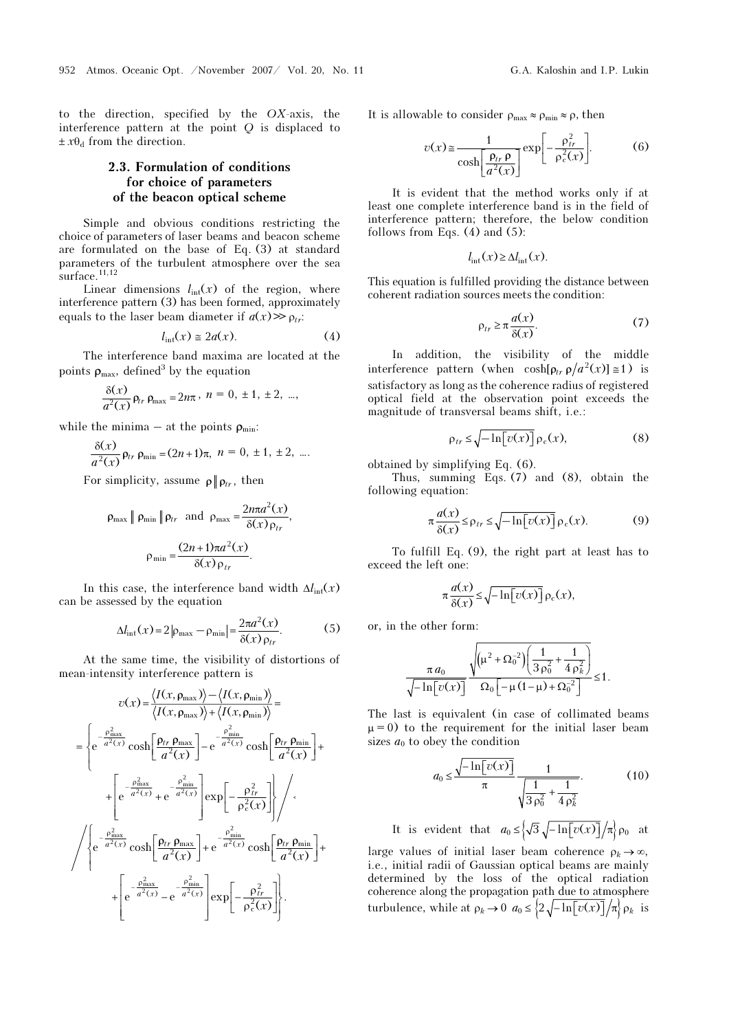to the direction, specified by the $OX$-axis, the interference pattern at the point $Q$ is displaced to $\pm x\theta_d$ from the direction.

### 2.3. Formulation of conditions for choice of parameters of the beacon optical scheme

Simple and obvious conditions restricting the choice of parameters of laser beams and beacon scheme are formulated on the base of Eq. (3) at standard parameters of the turbulent atmosphere over the sea surface.[11,12]

Linear dimensions $l_{\text{int}}(x)$ of the region, where interference pattern (3) has been formed, approximately equals to the laser beam diameter if $a(x) \gg \rho_{tr}$:

$$l_{\text{int}}(x) \cong 2a(x). \quad (4)$$

The interference band maxima are located at the points $\rho_{\max}$, defined[3] by the equation

$$\frac{\delta(x)}{a^2(x)}\rho_{tr}\,\rho_{\max} = 2n\pi\,,\ n = 0,\ \pm 1,\ \pm 2,\ \ldots,$$

while the minima – at the points $\rho_{\min}$:

$$\frac{\delta(x)}{a^2(x)}\rho_{tr}\,\rho_{\min} = (2n+1)\pi,\ n = 0,\ \pm 1,\ \pm 2,\ \ldots .$$

For simplicity, assume $\rho \parallel \rho_{tr}$, then

$$\rho_{\max} \parallel \rho_{\min} \parallel \rho_{tr} \ \text{ and } \ \rho_{\max} = \frac{2n\pi a^2(x)}{\delta(x)\rho_{tr}},$$

$$\rho_{\min} = \frac{(2n+1)\pi a^2(x)}{\delta(x)\rho_{tr}}.$$

In this case, the interference band width $\Delta l_{\text{int}}(x)$ can be assessed by the equation

$$\Delta l_{\text{int}}(x) = 2\left|\rho_{\max} - \rho_{\min}\right| = \frac{2\pi a^2(x)}{\delta(x)\rho_{tr}}. \quad (5)$$

At the same time, the visibility of distortions of mean-intensity interference pattern is

$$v(x) = \frac{\langle I(x,\rho_{\max})\rangle - \langle I(x,\rho_{\min})\rangle}{\langle I(x,\rho_{\max})\rangle + \langle I(x,\rho_{\min})\rangle} =$$

$$= \left\{ e^{-\frac{\rho_{\max}^2}{a^2(x)}}\cosh\left[\frac{\rho_{tr}\,\rho_{\max}}{a^2(x)}\right] - e^{-\frac{\rho_{\min}^2}{a^2(x)}}\cosh\left[\frac{\rho_{tr}\,\rho_{\min}}{a^2(x)}\right] + \left[ e^{-\frac{\rho_{\max}^2}{a^2(x)}} + e^{-\frac{\rho_{\min}^2}{a^2(x)}} \right]\exp\left[-\frac{\rho_{tr}^2}{\rho_c^2(x)}\right] \right\} \Bigg/$$

$$\Bigg/ \left\{ e^{-\frac{\rho_{\max}^2}{a^2(x)}}\cosh\left[\frac{\rho_{tr}\,\rho_{\max}}{a^2(x)}\right] + e^{-\frac{\rho_{\min}^2}{a^2(x)}}\cosh\left[\frac{\rho_{tr}\,\rho_{\min}}{a^2(x)}\right] + \left[ e^{-\frac{\rho_{\max}^2}{a^2(x)}} - e^{-\frac{\rho_{\min}^2}{a^2(x)}} \right]\exp\left[-\frac{\rho_{tr}^2}{\rho_c^2(x)}\right] \right\}.$$

It is allowable to consider $\rho_{\max} \approx \rho_{\min} \approx \rho$, then

$$v(x) \cong \frac{1}{\cosh\left[\dfrac{\rho_{tr}\,\rho}{a^2(x)}\right]}\exp\left[-\frac{\rho_{tr}^2}{\rho_c^2(x)}\right]. \quad (6)$$

It is evident that the method works only if at least one complete interference band is in the field of interference pattern; therefore, the below condition follows from Eqs. (4) and (5):

$$l_{\text{int}}(x) \ge \Delta l_{\text{int}}(x).$$

This equation is fulfilled providing the distance between coherent radiation sources meets the condition:

$$\rho_{tr} \ge \pi\frac{a(x)}{\delta(x)}. \quad (7)$$

In addition, the visibility of the middle interference pattern (when $\cosh[\rho_{tr}\,\rho/a^2(x)] \cong 1$) is satisfactory as long as the coherence radius of registered optical field at the observation point exceeds the magnitude of transversal beams shift, i.e.:

$$\rho_{tr} \le \sqrt{-\ln[v(x)]}\,\rho_c(x), \quad (8)$$

obtained by simplifying Eq. (6).

Thus, summing Eqs. (7) and (8), obtain the following equation:

$$\pi\frac{a(x)}{\delta(x)} \le \rho_{tr} \le \sqrt{-\ln[v(x)]}\,\rho_c(x). \quad (9)$$

To fulfill Eq. (9), the right part at least has to exceed the left one:

$$\pi\frac{a(x)}{\delta(x)} \le \sqrt{-\ln[v(x)]}\,\rho_c(x),$$

or, in the other form:

$$\frac{\pi a_0}{\sqrt{-\ln[v(x)]}}\,\frac{\sqrt{\left(\mu^2+\Omega_0^2\right)\left(\dfrac{1}{3\rho_0^2}+\dfrac{1}{4\rho_k^2}\right)}}{\Omega_0\left[-\mu(1-\mu)+\Omega_0^2\right]} \le 1.$$

The last is equivalent (in case of collimated beams $\mu = 0$) to the requirement for the initial laser beam sizes $a_0$ to obey the condition

$$a_0 \le \frac{\sqrt{-\ln[v(x)]}}{\pi}\,\frac{1}{\sqrt{\dfrac{1}{3\rho_0^2}+\dfrac{1}{4\rho_k^2}}}. \quad (10)$$

It is evident that $a_0 \le \left\{\sqrt{3}\sqrt{-\ln[v(x)]}\big/\pi\right\}\rho_0$ at large values of initial laser beam coherence $\rho_k \to \infty$, i.e., initial radii of Gaussian optical beams are mainly determined by the loss of the optical radiation coherence along the propagation path due to atmosphere turbulence, while at $\rho_k \to 0$ $a_0 \le \left\{2\sqrt{-\ln[v(x)]}\big/\pi\right\}\rho_k$ is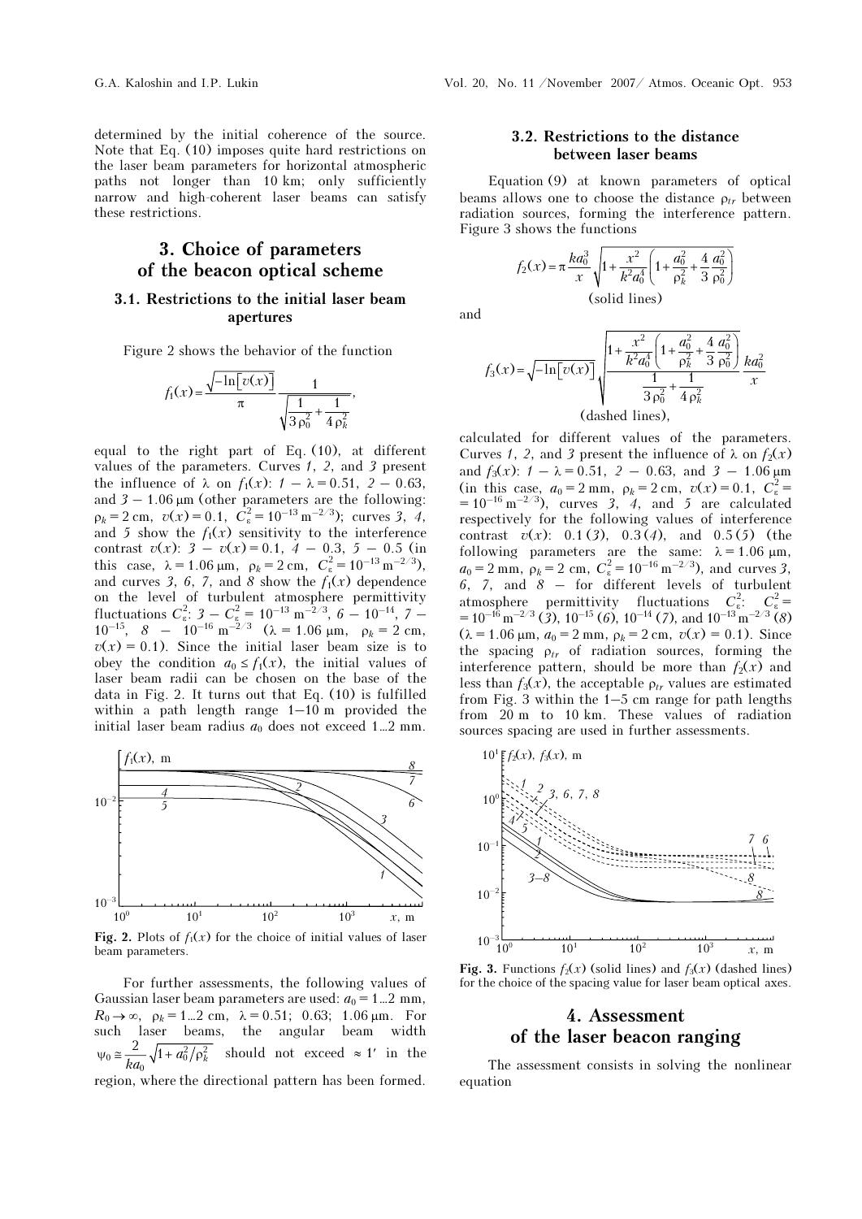determined by the initial coherence of the source. Note that Eq. (10) imposes quite hard restrictions on the laser beam parameters for horizontal atmospheric paths not longer than 10 km; only sufficiently narrow and high-coherent laser beams can satisfy these restrictions.

## 3. Choice of parameters of the beacon optical scheme

### 3.1. Restrictions to the initial laser beam apertures

Figure 2 shows the behavior of the function

$$f_1(x) = \frac{\sqrt{-\ln[v(x)]}}{\pi} \frac{1}{\sqrt{\dfrac{1}{3\rho_0^2} + \dfrac{1}{4\rho_k^2}}},$$

equal to the right part of Eq. (10), at different values of the parameters. Curves *1*, *2*, and *3* present the influence of $\lambda$ on $f_1(x)$: *1* – $\lambda = 0.51$, *2* – 0.63, and *3* – 1.06 μm (other parameters are the following: $\rho_k = 2$ cm, $v(x) = 0.1$, $C_\varepsilon^2 = 10^{-13}\ \text{m}^{-2/3}$); curves *3*, *4*, and *5* show the $f_1(x)$ sensitivity to the interference contrast $v(x)$: *3* – $v(x) = 0.1$, *4* – 0.3, *5* – 0.5 (in this case, $\lambda = 1.06$ μm, $\rho_k = 2$ cm, $C_\varepsilon^2 = 10^{-13}\ \text{m}^{-2/3}$), and curves *3*, *6*, *7*, and *8* show the $f_1(x)$ dependence on the level of turbulent atmosphere permittivity fluctuations $C_\varepsilon^2$: *3* – $C_\varepsilon^2 = 10^{-13}\ \text{m}^{-2/3}$, *6* – $10^{-14}$, *7* – $10^{-15}$, *8* – $10^{-16}\ \text{m}^{-2/3}$ ($\lambda = 1.06$ μm, $\rho_k = 2$ cm, $v(x) = 0.1$). Since the initial laser beam size is to obey the condition $a_0 \le f_1(x)$, the initial values of laser beam radii can be chosen on the base of the data in Fig. 2. It turns out that Eq. (10) is fulfilled within a path length range 1–10 m provided the initial laser beam radius $a_0$ does not exceed 1...2 mm.

**Fig. 2.** Plots of $f_1(x)$ for the choice of initial values of laser beam parameters.

For further assessments, the following values of Gaussian laser beam parameters are used: $a_0 = 1...2$ mm, $R_0 \to \infty$, $\rho_k = 1...2$ cm, $\lambda = 0.51$; 0.63; 1.06 μm. For such laser beams, the angular beam width $\psi_0 \cong \dfrac{2}{ka_0}\sqrt{1 + a_0^2/\rho_k^2}$ should not exceed $\approx 1'$ in the region, where the directional pattern has been formed.

### 3.2. Restrictions to the distance between laser beams

Equation (9) at known parameters of optical beams allows one to choose the distance $\rho_{tr}$ between radiation sources, forming the interference pattern. Figure 3 shows the functions

$$f_2(x) = \pi \frac{ka_0^3}{x} \sqrt{1 + \frac{x^2}{k^2 a_0^4}\left(1 + \frac{a_0^2}{\rho_k^2} + \frac{4}{3}\frac{a_0^2}{\rho_0^2}\right)}$$

(solid lines)

and

$$f_3(x) = \sqrt{-\ln[v(x)]} \sqrt{\frac{1 + \dfrac{x^2}{k^2 a_0^4}\left(1 + \dfrac{a_0^2}{\rho_k^2} + \dfrac{4}{3}\dfrac{a_0^2}{\rho_0^2}\right)}{\dfrac{1}{3\rho_0^2} + \dfrac{1}{4\rho_k^2}}} \frac{ka_0^2}{x}$$

(dashed lines),

calculated for different values of the parameters. Curves *1*, *2*, and *3* present the influence of $\lambda$ on $f_2(x)$ and $f_3(x)$: *1* – $\lambda = 0.51$, *2* – 0.63, and *3* – 1.06 μm (in this case, $a_0 = 2$ mm, $\rho_k = 2$ cm, $v(x) = 0.1$, $C_\varepsilon^2 = 10^{-16}\ \text{m}^{-2/3}$), curves *3*, *4*, and *5* are calculated respectively for the following values of interference contrast $v(x)$: 0.1 (*3*), 0.3 (*4*), and 0.5 (*5*) (the following parameters are the same: $\lambda = 1.06$ μm, $a_0 = 2$ mm, $\rho_k = 2$ cm, $C_\varepsilon^2 = 10^{-16}\ \text{m}^{-2/3}$), and curves *3*, *6*, *7*, and *8* – for different levels of turbulent atmosphere permittivity fluctuations $C_\varepsilon^2$: $C_\varepsilon^2 = 10^{-16}\ \text{m}^{-2/3}$ (*3*), $10^{-15}$ (*6*), $10^{-14}$ (*7*), and $10^{-13}\ \text{m}^{-2/3}$ (*8*) ($\lambda = 1.06$ μm, $a_0 = 2$ mm, $\rho_k = 2$ cm, $v(x) = 0.1$). Since the spacing $\rho_{tr}$ of radiation sources, forming the interference pattern, should be more than $f_2(x)$ and less than $f_3(x)$, the acceptable $\rho_{tr}$ values are estimated from Fig. 3 within the 1–5 cm range for path lengths from 20 m to 10 km. These values of radiation sources spacing are used in further assessments.

**Fig. 3.** Functions $f_2(x)$ (solid lines) and $f_3(x)$ (dashed lines) for the choice of the spacing value for laser beam optical axes.

## 4. Assessment of the laser beacon ranging

The assessment consists in solving the nonlinear equation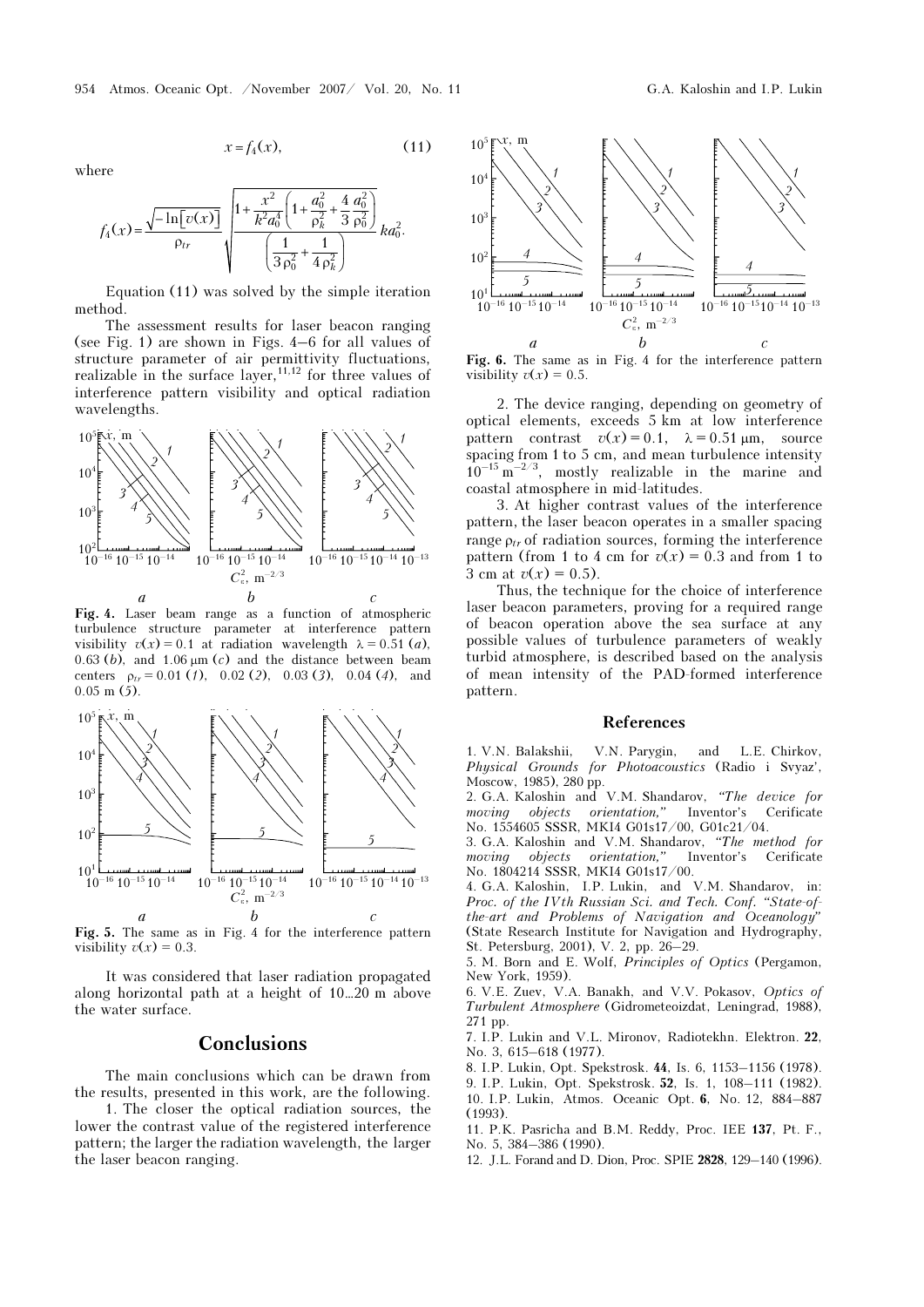$$x = f_4(x), \tag{11}$$

where

$$f_4(x) = \frac{\sqrt{-\ln[v(x)]}}{\rho_{tr}} \sqrt{\frac{1 + \dfrac{x^2}{k^2 a_0^4}\left(1 + \dfrac{a_0^2}{\rho_k^2} + \dfrac{4}{3}\dfrac{a_0^2}{\rho_0^2}\right)}{\left(\dfrac{1}{3\rho_0^2} + \dfrac{1}{4\rho_k^2}\right)}}\, k a_0^2.$$

Equation (11) was solved by the simple iteration method.

The assessment results for laser beacon ranging (see Fig. 1) are shown in Figs. 4–6 for all values of structure parameter of air permittivity fluctuations, realizable in the surface layer,[11,12] for three values of interference pattern visibility and optical radiation wavelengths.

$x$, m

$C_\varepsilon^2$, m$^{-2/3}$

1 2 3 4 5

a b c

**Fig. 4.** Laser beam range as a function of atmospheric turbulence structure parameter at interference pattern visibility $v(x) = 0.1$ at radiation wavelength $\lambda = 0.51$ (*a*), 0.63 (*b*), and 1.06 μm (*c*) and the distance between beam centers $\rho_{tr} = 0.01$ (*1*), 0.02 (*2*), 0.03 (*3*), 0.04 (*4*), and 0.05 m (*5*).

$x$, m

$C_\varepsilon^2$, m$^{-2/3}$

1 2 3 4 5

a b c

**Fig. 5.** The same as in Fig. 4 for the interference pattern visibility $v(x) = 0.3$.

It was considered that laser radiation propagated along horizontal path at a height of 10...20 m above the water surface.

## Conclusions

The main conclusions which can be drawn from the results, presented in this work, are the following.

1. The closer the optical radiation sources, the lower the contrast value of the registered interference pattern; the larger the radiation wavelength, the larger the laser beacon ranging.

$x$, m

$C_\varepsilon^2$, m$^{-2/3}$

1 2 3 4 5

a b c

**Fig. 6.** The same as in Fig. 4 for the interference pattern visibility $v(x) = 0.5$.

2. The device ranging, depending on geometry of optical elements, exceeds 5 km at low interference pattern contrast $v(x) = 0.1$, $\lambda = 0.51$ μm, source spacing from 1 to 5 cm, and mean turbulence intensity $10^{-15}$ m$^{-2/3}$, mostly realizable in the marine and coastal atmosphere in mid-latitudes.

3. At higher contrast values of the interference pattern, the laser beacon operates in a smaller spacing range $\rho_{tr}$ of radiation sources, forming the interference pattern (from 1 to 4 cm for $v(x) = 0.3$ and from 1 to 3 cm at $v(x) = 0.5$).

Thus, the technique for the choice of interference laser beacon parameters, proving for a required range of beacon operation above the sea surface at any possible values of turbulence parameters of weakly turbid atmosphere, is described based on the analysis of mean intensity of the PAD-formed interference pattern.

## References

1. V.N. Balakshii, V.N. Parygin, and L.E. Chirkov, *Physical Grounds for Photoacoustics* (Radio i Svyaz', Moscow, 1985), 280 pp.
2. G.A. Kaloshin and V.M. Shandarov, *"The device for moving objects orientation,"* Inventor's Cerificate No. 1554605 SSSR, MKI4 G01s17/00, G01c21/04.
3. G.A. Kaloshin and V.M. Shandarov, *"The method for moving objects orientation,"* Inventor's Cerificate No. 1804214 SSSR, MKI4 G01s17/00.
4. G.A. Kaloshin, I.P. Lukin, and V.M. Shandarov, in: *Proc. of the IVth Russian Sci. and Tech. Conf. "State-of-the-art and Problems of Navigation and Oceanology"* (State Research Institute for Navigation and Hydrography, St. Petersburg, 2001), V. 2, pp. 26–29.
5. M. Born and E. Wolf, *Principles of Optics* (Pergamon, New York, 1959).
6. V.E. Zuev, V.A. Banakh, and V.V. Pokasov, *Optics of Turbulent Atmosphere* (Gidrometeoizdat, Leningrad, 1988), 271 pp.
7. I.P. Lukin and V.L. Mironov, Radiotekhn. Elektron. **22**, No. 3, 615–618 (1977).
8. I.P. Lukin, Opt. Spekstrosk. **44**, Is. 6, 1153–1156 (1978).
9. I.P. Lukin, Opt. Spekstrosk. **52**, Is. 1, 108–111 (1982).
10. I.P. Lukin, Atmos. Oceanic Opt. **6**, No. 12, 884–887 (1993).
11. P.K. Pasricha and B.M. Reddy, Proc. IEE **137**, Pt. F., No. 5, 384–386 (1990).
12. J.L. Forand and D. Dion, Proc. SPIE **2828**, 129–140 (1996).